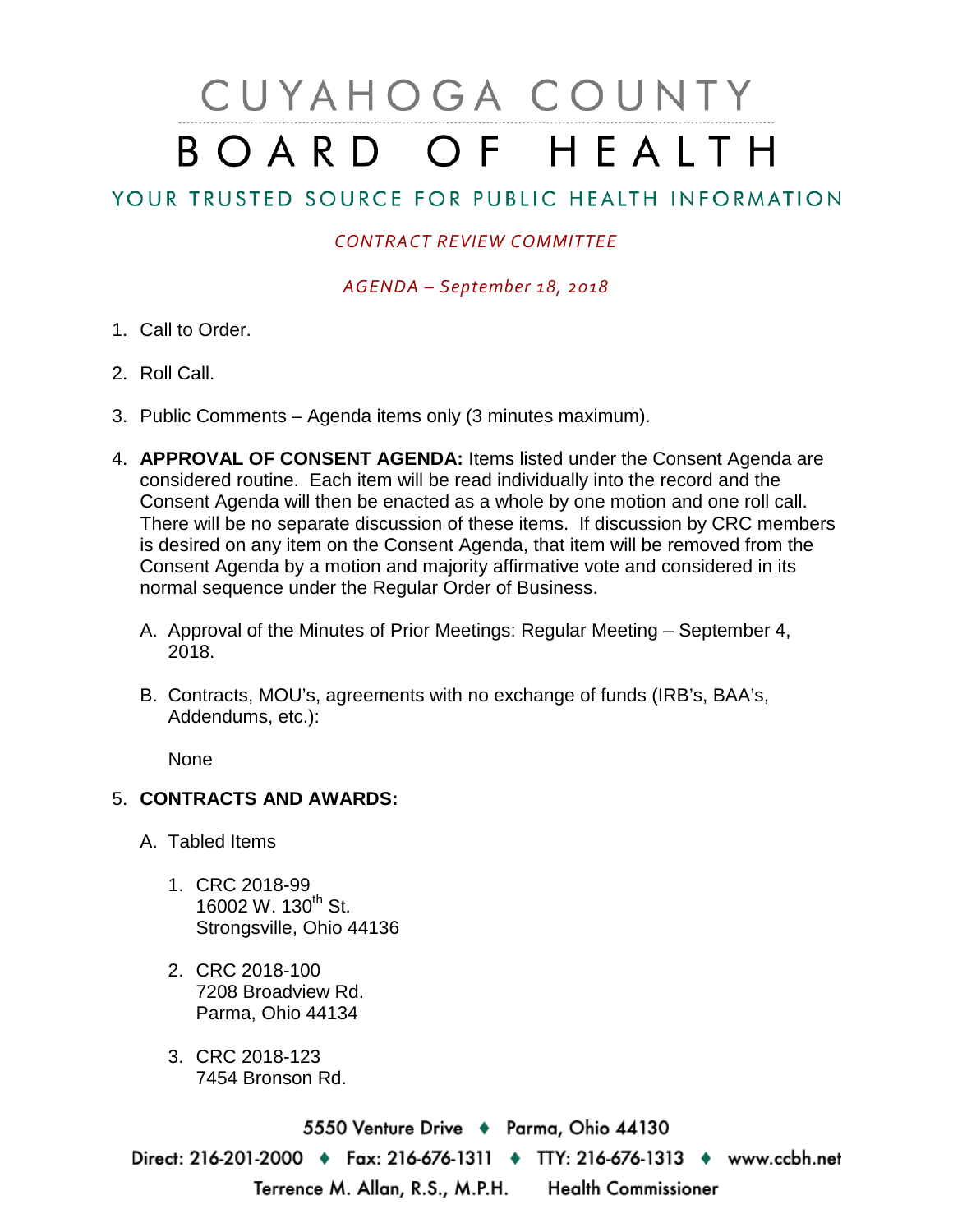# CUYAHOGA COUNTY BOARD OF HEALTH

YOUR TRUSTED SOURCE FOR PUBLIC HEALTH INFORMATION

*CONTRACT REVIEW COMMITTEE*

*AGENDA – September 18, 2018*

1. Call to Order.

2. Roll Call.

3. Public Comments – Agenda items only (3 minutes maximum).

4. **APPROVAL OF CONSENT AGENDA:** Items listed under the Consent Agenda are considered routine. Each item will be read individually into the record and the Consent Agenda will then be enacted as a whole by one motion and one roll call. There will be no separate discussion of these items. If discussion by CRC members is desired on any item on the Consent Agenda, that item will be removed from the Consent Agenda by a motion and majority affirmative vote and considered in its normal sequence under the Regular Order of Business.

   A. Approval of the Minutes of Prior Meetings: Regular Meeting – September 4, 2018.

   B. Contracts, MOU's, agreements with no exchange of funds (IRB's, BAA's, Addendums, etc.):

      None

5. **CONTRACTS AND AWARDS:**

   A. Tabled Items

      1. CRC 2018-99
         16002 W. 130th St.
         Strongsville, Ohio 44136

      2. CRC 2018-100
         7208 Broadview Rd.
         Parma, Ohio 44134

      3. CRC 2018-123
         7454 Bronson Rd.

5550 Venture Drive ♦ Parma, Ohio 44130
Direct: 216-201-2000 ♦ Fax: 216-676-1311 ♦ TTY: 216-676-1313 ♦ www.ccbh.net
Terrence M. Allan, R.S., M.P.H. Health Commissioner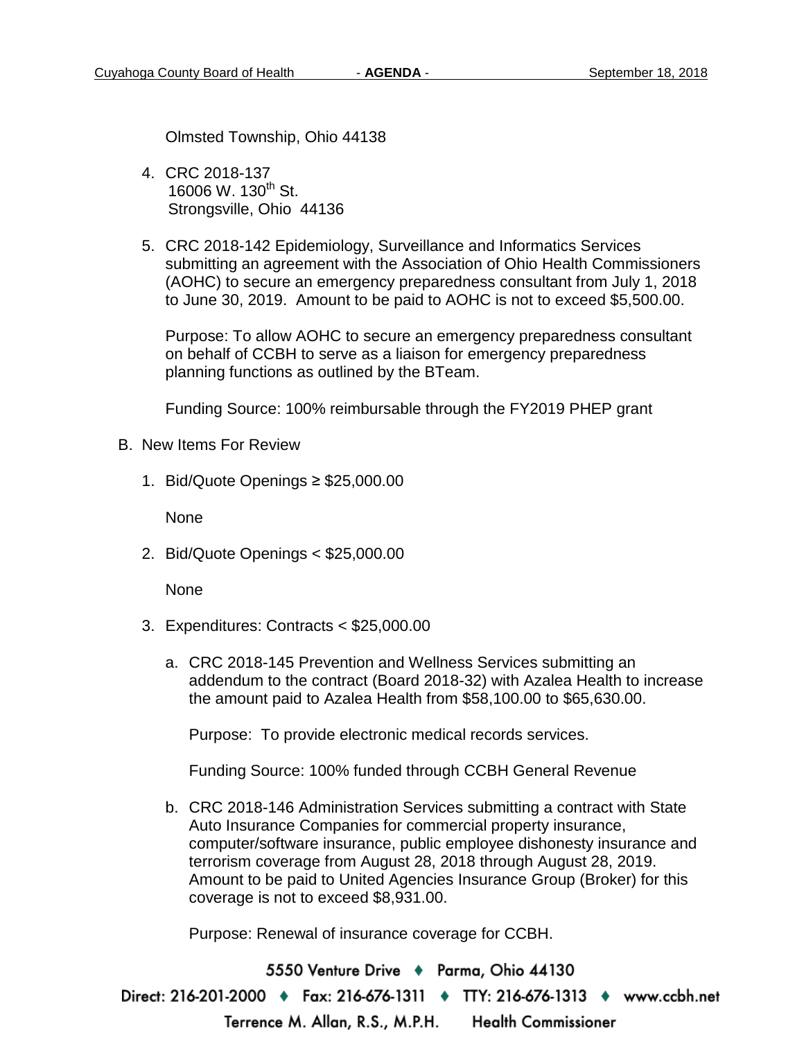Olmsted Township, Ohio 44138

4. CRC 2018-137
   16006 W. 130th St.
   Strongsville, Ohio 44136

5. CRC 2018-142 Epidemiology, Surveillance and Informatics Services submitting an agreement with the Association of Ohio Health Commissioners (AOHC) to secure an emergency preparedness consultant from July 1, 2018 to June 30, 2019. Amount to be paid to AOHC is not to exceed $5,500.00.

   Purpose: To allow AOHC to secure an emergency preparedness consultant on behalf of CCBH to serve as a liaison for emergency preparedness planning functions as outlined by the BTeam.

   Funding Source: 100% reimbursable through the FY2019 PHEP grant

B. New Items For Review

1. Bid/Quote Openings ≥ $25,000.00

   None

2. Bid/Quote Openings < $25,000.00

   None

3. Expenditures: Contracts < $25,000.00

   a. CRC 2018-145 Prevention and Wellness Services submitting an addendum to the contract (Board 2018-32) with Azalea Health to increase the amount paid to Azalea Health from $58,100.00 to $65,630.00.

      Purpose: To provide electronic medical records services.

      Funding Source: 100% funded through CCBH General Revenue

   b. CRC 2018-146 Administration Services submitting a contract with State Auto Insurance Companies for commercial property insurance, computer/software insurance, public employee dishonesty insurance and terrorism coverage from August 28, 2018 through August 28, 2019. Amount to be paid to United Agencies Insurance Group (Broker) for this coverage is not to exceed $8,931.00.

      Purpose: Renewal of insurance coverage for CCBH.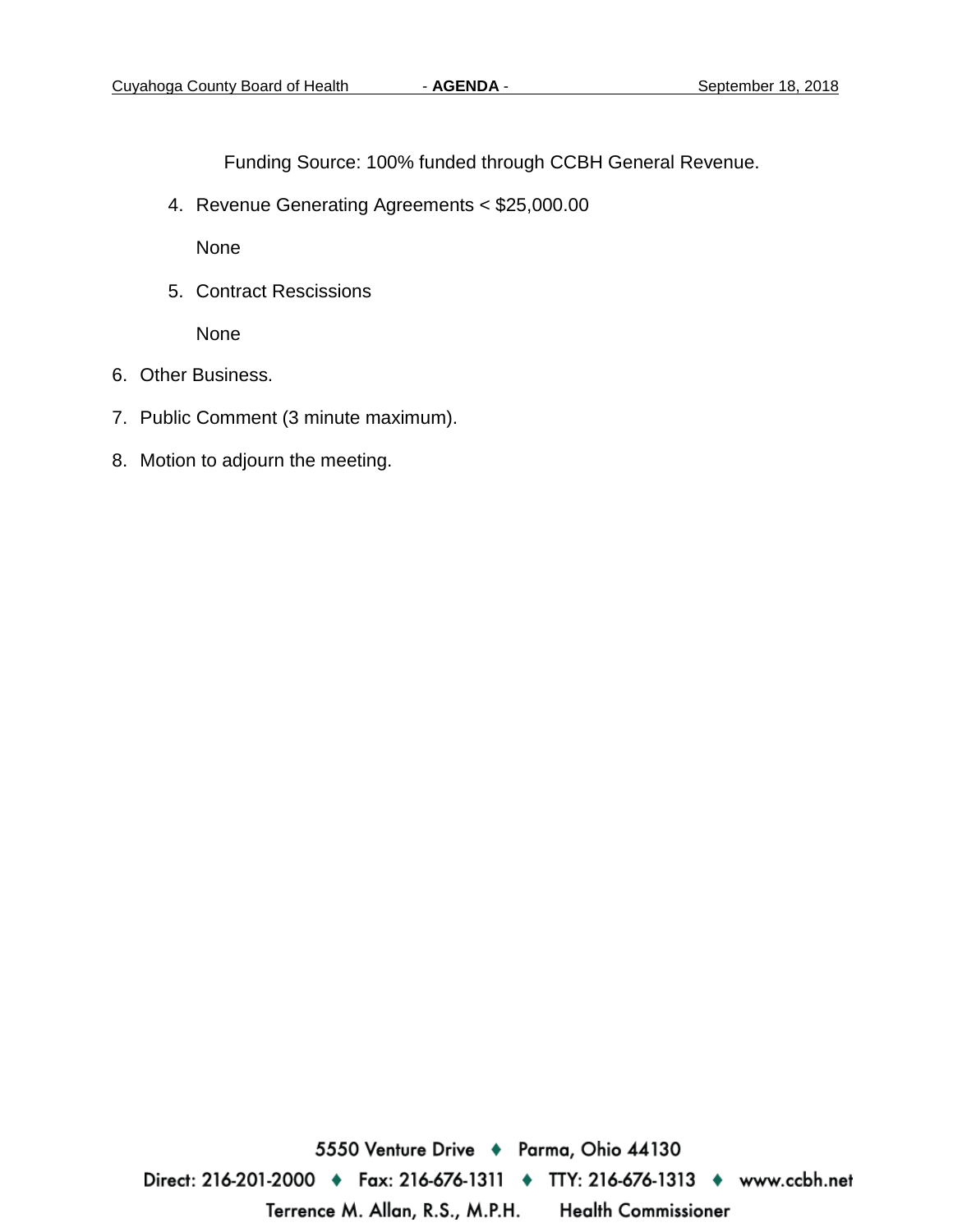Funding Source: 100% funded through CCBH General Revenue.

4. Revenue Generating Agreements < $25,000.00

   None

5. Contract Rescissions

   None

6. Other Business.

7. Public Comment (3 minute maximum).

8. Motion to adjourn the meeting.